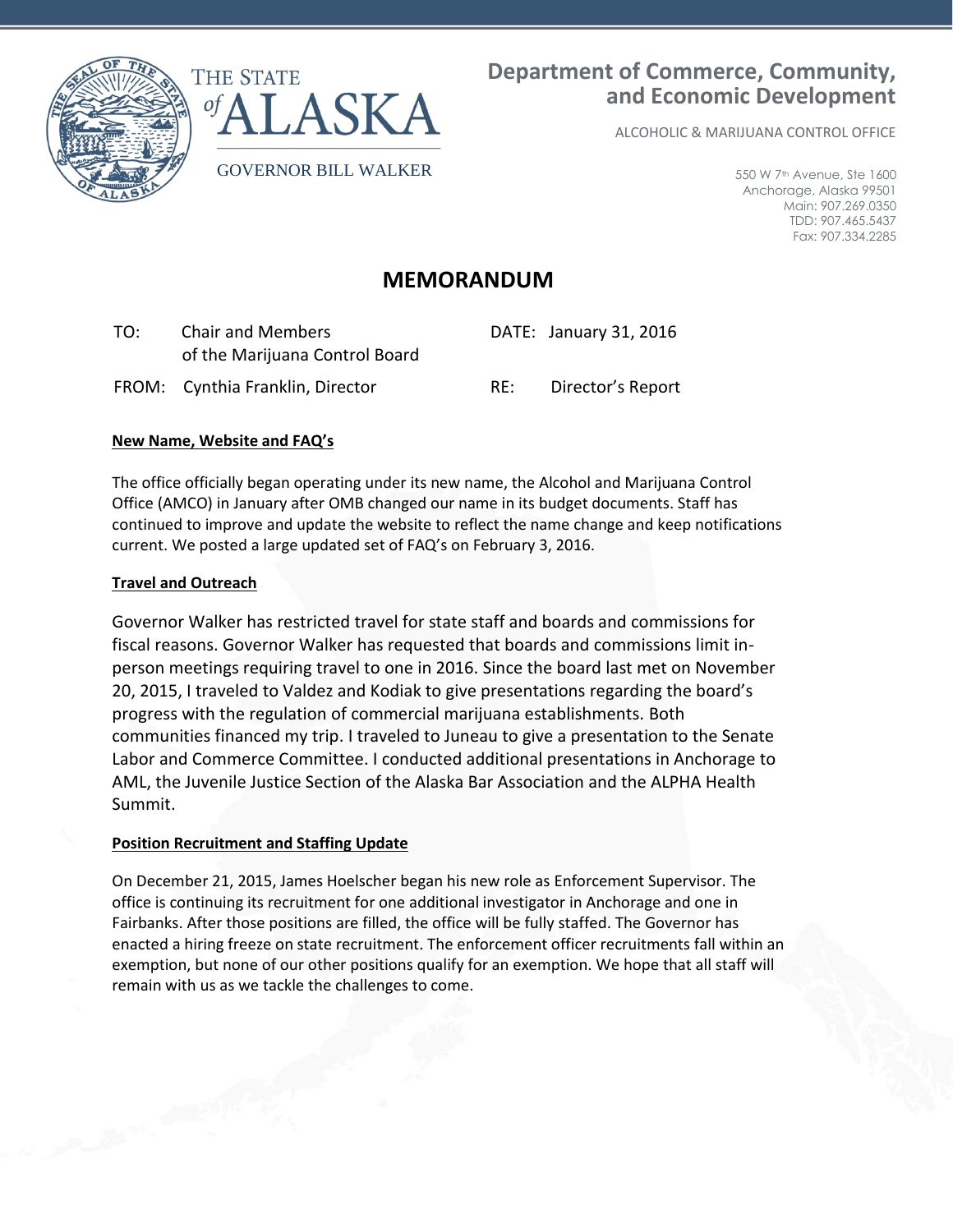THE STATE of ALASKA

GOVERNOR BILL WALKER

**Department of Commerce, Community, and Economic Development**

ALCOHOLIC & MARIJUANA CONTROL OFFICE

550 W 7th Avenue, Ste 1600
Anchorage, Alaska 99501
Main: 907.269.0350
TDD: 907.465.5437
Fax: 907.334.2285

# MEMORANDUM

TO: Chair and Members of the Marijuana Control Board

DATE: January 31, 2016

FROM: Cynthia Franklin, Director

RE: Director's Report

**New Name, Website and FAQ's**

The office officially began operating under its new name, the Alcohol and Marijuana Control Office (AMCO) in January after OMB changed our name in its budget documents. Staff has continued to improve and update the website to reflect the name change and keep notifications current. We posted a large updated set of FAQ's on February 3, 2016.

**Travel and Outreach**

Governor Walker has restricted travel for state staff and boards and commissions for fiscal reasons. Governor Walker has requested that boards and commissions limit in-person meetings requiring travel to one in 2016. Since the board last met on November 20, 2015, I traveled to Valdez and Kodiak to give presentations regarding the board's progress with the regulation of commercial marijuana establishments. Both communities financed my trip. I traveled to Juneau to give a presentation to the Senate Labor and Commerce Committee. I conducted additional presentations in Anchorage to AML, the Juvenile Justice Section of the Alaska Bar Association and the ALPHA Health Summit.

**Position Recruitment and Staffing Update**

On December 21, 2015, James Hoelscher began his new role as Enforcement Supervisor. The office is continuing its recruitment for one additional investigator in Anchorage and one in Fairbanks. After those positions are filled, the office will be fully staffed. The Governor has enacted a hiring freeze on state recruitment. The enforcement officer recruitments fall within an exemption, but none of our other positions qualify for an exemption. We hope that all staff will remain with us as we tackle the challenges to come.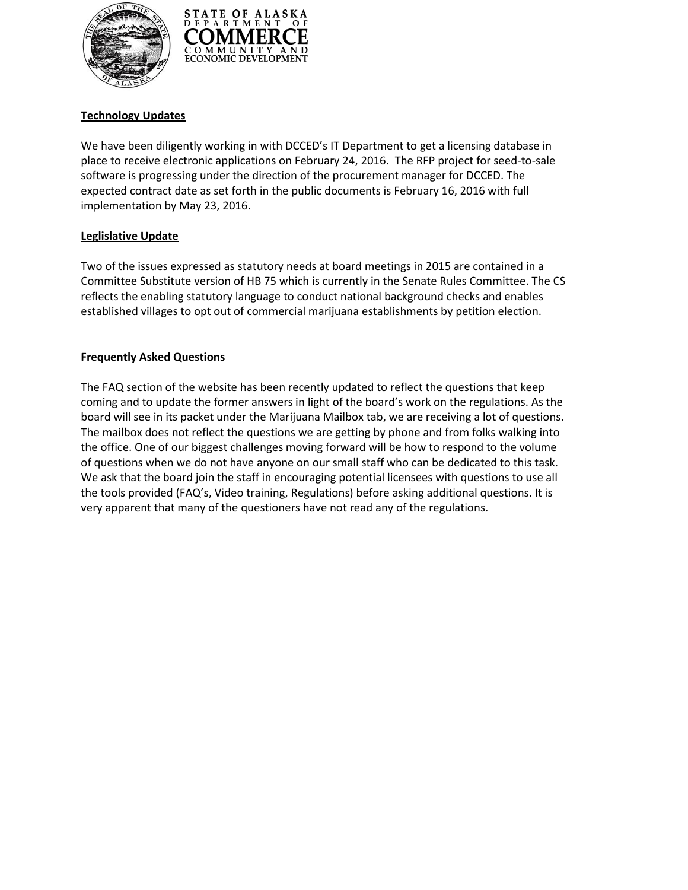**STATE OF ALASKA DEPARTMENT OF COMMERCE COMMUNITY AND ECONOMIC DEVELOPMENT**

**Technology Updates**

We have been diligently working in with DCCED's IT Department to get a licensing database in place to receive electronic applications on February 24, 2016. The RFP project for seed-to-sale software is progressing under the direction of the procurement manager for DCCED. The expected contract date as set forth in the public documents is February 16, 2016 with full implementation by May 23, 2016.

**Leglislative Update**

Two of the issues expressed as statutory needs at board meetings in 2015 are contained in a Committee Substitute version of HB 75 which is currently in the Senate Rules Committee. The CS reflects the enabling statutory language to conduct national background checks and enables established villages to opt out of commercial marijuana establishments by petition election.

**Frequently Asked Questions**

The FAQ section of the website has been recently updated to reflect the questions that keep coming and to update the former answers in light of the board's work on the regulations. As the board will see in its packet under the Marijuana Mailbox tab, we are receiving a lot of questions. The mailbox does not reflect the questions we are getting by phone and from folks walking into the office. One of our biggest challenges moving forward will be how to respond to the volume of questions when we do not have anyone on our small staff who can be dedicated to this task. We ask that the board join the staff in encouraging potential licensees with questions to use all the tools provided (FAQ's, Video training, Regulations) before asking additional questions. It is very apparent that many of the questioners have not read any of the regulations.